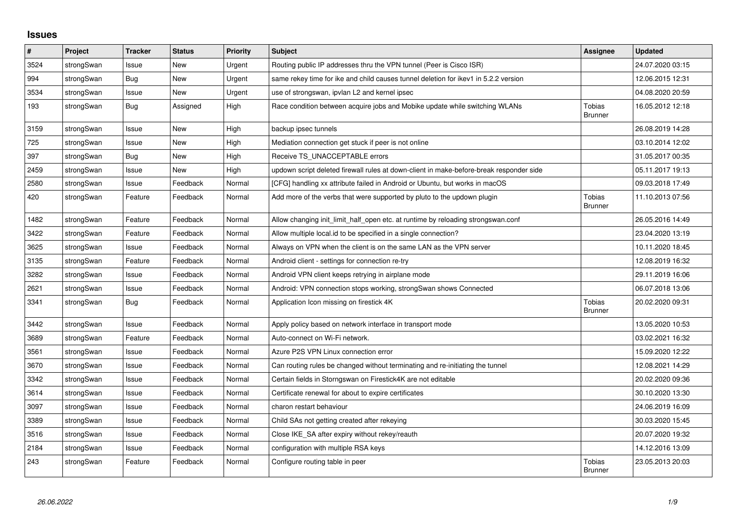## Issues

| # | Project | Tracker | Status | Priority | Subject | Assignee | Updated |
|---|---|---|---|---|---|---|---|
| 3524 | strongSwan | Issue | New | Urgent | Routing public IP addresses thru the VPN tunnel (Peer is Cisco ISR) | | 24.07.2020 03:15 |
| 994 | strongSwan | Bug | New | Urgent | same rekey time for ike and child causes tunnel deletion for ikev1 in 5.2.2 version | | 12.06.2015 12:31 |
| 3534 | strongSwan | Issue | New | Urgent | use of strongswan, ipvlan L2 and kernel ipsec | | 04.08.2020 20:59 |
| 193 | strongSwan | Bug | Assigned | High | Race condition between acquire jobs and Mobike update while switching WLANs | Tobias Brunner | 16.05.2012 12:18 |
| 3159 | strongSwan | Issue | New | High | backup ipsec tunnels | | 26.08.2019 14:28 |
| 725 | strongSwan | Issue | New | High | Mediation connection get stuck if peer is not online | | 03.10.2014 12:02 |
| 397 | strongSwan | Bug | New | High | Receive TS_UNACCEPTABLE errors | | 31.05.2017 00:35 |
| 2459 | strongSwan | Issue | New | High | updown script deleted firewall rules at down-client in make-before-break responder side | | 05.11.2017 19:13 |
| 2580 | strongSwan | Issue | Feedback | Normal | [CFG] handling xx attribute failed in Android or Ubuntu, but works in macOS | | 09.03.2018 17:49 |
| 420 | strongSwan | Feature | Feedback | Normal | Add more of the verbs that were supported by pluto to the updown plugin | Tobias Brunner | 11.10.2013 07:56 |
| 1482 | strongSwan | Feature | Feedback | Normal | Allow changing init_limit_half_open etc. at runtime by reloading strongswan.conf | | 26.05.2016 14:49 |
| 3422 | strongSwan | Feature | Feedback | Normal | Allow multiple local.id to be specified in a single connection? | | 23.04.2020 13:19 |
| 3625 | strongSwan | Issue | Feedback | Normal | Always on VPN when the client is on the same LAN as the VPN server | | 10.11.2020 18:45 |
| 3135 | strongSwan | Feature | Feedback | Normal | Android client - settings for connection re-try | | 12.08.2019 16:32 |
| 3282 | strongSwan | Issue | Feedback | Normal | Android VPN client keeps retrying in airplane mode | | 29.11.2019 16:06 |
| 2621 | strongSwan | Issue | Feedback | Normal | Android: VPN connection stops working, strongSwan shows Connected | | 06.07.2018 13:06 |
| 3341 | strongSwan | Bug | Feedback | Normal | Application Icon missing on firestick 4K | Tobias Brunner | 20.02.2020 09:31 |
| 3442 | strongSwan | Issue | Feedback | Normal | Apply policy based on network interface in transport mode | | 13.05.2020 10:53 |
| 3689 | strongSwan | Feature | Feedback | Normal | Auto-connect on Wi-Fi network. | | 03.02.2021 16:32 |
| 3561 | strongSwan | Issue | Feedback | Normal | Azure P2S VPN Linux connection error | | 15.09.2020 12:22 |
| 3670 | strongSwan | Issue | Feedback | Normal | Can routing rules be changed without terminating and re-initiating the tunnel | | 12.08.2021 14:29 |
| 3342 | strongSwan | Issue | Feedback | Normal | Certain fields in Storngswan on Firestick4K are not editable | | 20.02.2020 09:36 |
| 3614 | strongSwan | Issue | Feedback | Normal | Certificate renewal for about to expire certificates | | 30.10.2020 13:30 |
| 3097 | strongSwan | Issue | Feedback | Normal | charon restart behaviour | | 24.06.2019 16:09 |
| 3389 | strongSwan | Issue | Feedback | Normal | Child SAs not getting created after rekeying | | 30.03.2020 15:45 |
| 3516 | strongSwan | Issue | Feedback | Normal | Close IKE_SA after expiry without rekey/reauth | | 20.07.2020 19:32 |
| 2184 | strongSwan | Issue | Feedback | Normal | configuration with multiple RSA keys | | 14.12.2016 13:09 |
| 243 | strongSwan | Feature | Feedback | Normal | Configure routing table in peer | Tobias Brunner | 23.05.2013 20:03 |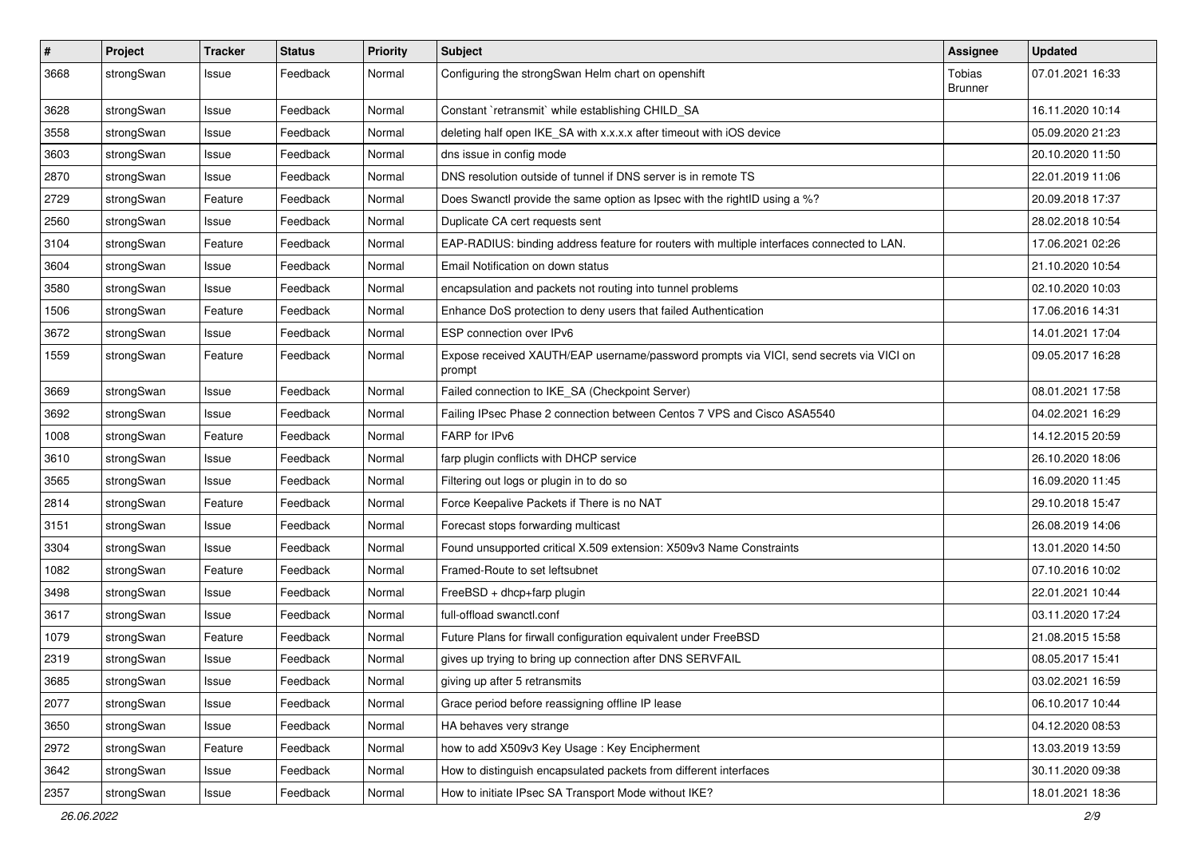| # | Project | Tracker | Status | Priority | Subject | Assignee | Updated |
|---|---|---|---|---|---|---|---|
| 3668 | strongSwan | Issue | Feedback | Normal | Configuring the strongSwan Helm chart on openshift | Tobias Brunner | 07.01.2021 16:33 |
| 3628 | strongSwan | Issue | Feedback | Normal | Constant `retransmit` while establishing CHILD_SA | | 16.11.2020 10:14 |
| 3558 | strongSwan | Issue | Feedback | Normal | deleting half open IKE_SA with x.x.x.x after timeout with iOS device | | 05.09.2020 21:23 |
| 3603 | strongSwan | Issue | Feedback | Normal | dns issue in config mode | | 20.10.2020 11:50 |
| 2870 | strongSwan | Issue | Feedback | Normal | DNS resolution outside of tunnel if DNS server is in remote TS | | 22.01.2019 11:06 |
| 2729 | strongSwan | Feature | Feedback | Normal | Does Swanctl provide the same option as Ipsec with the rightID using a %? | | 20.09.2018 17:37 |
| 2560 | strongSwan | Issue | Feedback | Normal | Duplicate CA cert requests sent | | 28.02.2018 10:54 |
| 3104 | strongSwan | Feature | Feedback | Normal | EAP-RADIUS: binding address feature for routers with multiple interfaces connected to LAN. | | 17.06.2021 02:26 |
| 3604 | strongSwan | Issue | Feedback | Normal | Email Notification on down status | | 21.10.2020 10:54 |
| 3580 | strongSwan | Issue | Feedback | Normal | encapsulation and packets not routing into tunnel problems | | 02.10.2020 10:03 |
| 1506 | strongSwan | Feature | Feedback | Normal | Enhance DoS protection to deny users that failed Authentication | | 17.06.2016 14:31 |
| 3672 | strongSwan | Issue | Feedback | Normal | ESP connection over IPv6 | | 14.01.2021 17:04 |
| 1559 | strongSwan | Feature | Feedback | Normal | Expose received XAUTH/EAP username/password prompts via VICI, send secrets via VICI on prompt | | 09.05.2017 16:28 |
| 3669 | strongSwan | Issue | Feedback | Normal | Failed connection to IKE_SA (Checkpoint Server) | | 08.01.2021 17:58 |
| 3692 | strongSwan | Issue | Feedback | Normal | Failing IPsec Phase 2 connection between Centos 7 VPS and Cisco ASA5540 | | 04.02.2021 16:29 |
| 1008 | strongSwan | Feature | Feedback | Normal | FARP for IPv6 | | 14.12.2015 20:59 |
| 3610 | strongSwan | Issue | Feedback | Normal | farp plugin conflicts with DHCP service | | 26.10.2020 18:06 |
| 3565 | strongSwan | Issue | Feedback | Normal | Filtering out logs or plugin in to do so | | 16.09.2020 11:45 |
| 2814 | strongSwan | Feature | Feedback | Normal | Force Keepalive Packets if There is no NAT | | 29.10.2018 15:47 |
| 3151 | strongSwan | Issue | Feedback | Normal | Forecast stops forwarding multicast | | 26.08.2019 14:06 |
| 3304 | strongSwan | Issue | Feedback | Normal | Found unsupported critical X.509 extension: X509v3 Name Constraints | | 13.01.2020 14:50 |
| 1082 | strongSwan | Feature | Feedback | Normal | Framed-Route to set leftsubnet | | 07.10.2016 10:02 |
| 3498 | strongSwan | Issue | Feedback | Normal | FreeBSD + dhcp+farp plugin | | 22.01.2021 10:44 |
| 3617 | strongSwan | Issue | Feedback | Normal | full-offload swanctl.conf | | 03.11.2020 17:24 |
| 1079 | strongSwan | Feature | Feedback | Normal | Future Plans for firwall configuration equivalent under FreeBSD | | 21.08.2015 15:58 |
| 2319 | strongSwan | Issue | Feedback | Normal | gives up trying to bring up connection after DNS SERVFAIL | | 08.05.2017 15:41 |
| 3685 | strongSwan | Issue | Feedback | Normal | giving up after 5 retransmits | | 03.02.2021 16:59 |
| 2077 | strongSwan | Issue | Feedback | Normal | Grace period before reassigning offline IP lease | | 06.10.2017 10:44 |
| 3650 | strongSwan | Issue | Feedback | Normal | HA behaves very strange | | 04.12.2020 08:53 |
| 2972 | strongSwan | Feature | Feedback | Normal | how to add X509v3 Key Usage : Key Encipherment | | 13.03.2019 13:59 |
| 3642 | strongSwan | Issue | Feedback | Normal | How to distinguish encapsulated packets from different interfaces | | 30.11.2020 09:38 |
| 2357 | strongSwan | Issue | Feedback | Normal | How to initiate IPsec SA Transport Mode without IKE? | | 18.01.2021 18:36 |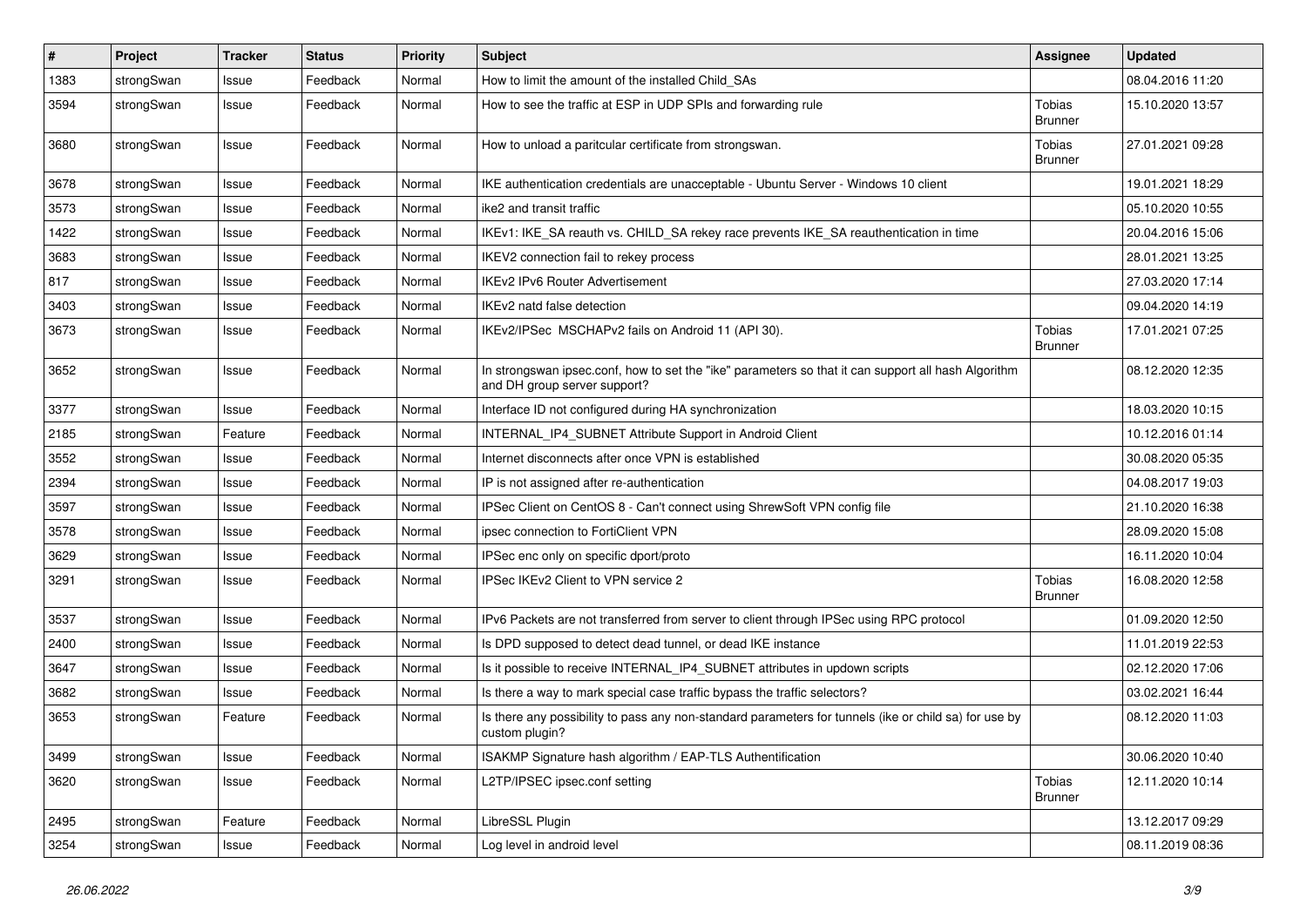| # | Project | Tracker | Status | Priority | Subject | Assignee | Updated |
|---|---|---|---|---|---|---|---|
| 1383 | strongSwan | Issue | Feedback | Normal | How to limit the amount of the installed Child_SAs | | 08.04.2016 11:20 |
| 3594 | strongSwan | Issue | Feedback | Normal | How to see the traffic at ESP in UDP SPIs and forwarding rule | Tobias Brunner | 15.10.2020 13:57 |
| 3680 | strongSwan | Issue | Feedback | Normal | How to unload a paritcular certificate from strongswan. | Tobias Brunner | 27.01.2021 09:28 |
| 3678 | strongSwan | Issue | Feedback | Normal | IKE authentication credentials are unacceptable - Ubuntu Server - Windows 10 client | | 19.01.2021 18:29 |
| 3573 | strongSwan | Issue | Feedback | Normal | ike2 and transit traffic | | 05.10.2020 10:55 |
| 1422 | strongSwan | Issue | Feedback | Normal | IKEv1: IKE_SA reauth vs. CHILD_SA rekey race prevents IKE_SA reauthentication in time | | 20.04.2016 15:06 |
| 3683 | strongSwan | Issue | Feedback | Normal | IKEV2 connection fail to rekey process | | 28.01.2021 13:25 |
| 817 | strongSwan | Issue | Feedback | Normal | IKEv2 IPv6 Router Advertisement | | 27.03.2020 17:14 |
| 3403 | strongSwan | Issue | Feedback | Normal | IKEv2 natd false detection | | 09.04.2020 14:19 |
| 3673 | strongSwan | Issue | Feedback | Normal | IKEv2/IPSec MSCHAPv2 fails on Android 11 (API 30). | Tobias Brunner | 17.01.2021 07:25 |
| 3652 | strongSwan | Issue | Feedback | Normal | In strongswan ipsec.conf, how to set the "ike" parameters so that it can support all hash Algorithm and DH group server support? | | 08.12.2020 12:35 |
| 3377 | strongSwan | Issue | Feedback | Normal | Interface ID not configured during HA synchronization | | 18.03.2020 10:15 |
| 2185 | strongSwan | Feature | Feedback | Normal | INTERNAL_IP4_SUBNET Attribute Support in Android Client | | 10.12.2016 01:14 |
| 3552 | strongSwan | Issue | Feedback | Normal | Internet disconnects after once VPN is established | | 30.08.2020 05:35 |
| 2394 | strongSwan | Issue | Feedback | Normal | IP is not assigned after re-authentication | | 04.08.2017 19:03 |
| 3597 | strongSwan | Issue | Feedback | Normal | IPSec Client on CentOS 8 - Can't connect using ShrewSoft VPN config file | | 21.10.2020 16:38 |
| 3578 | strongSwan | Issue | Feedback | Normal | ipsec connection to FortiClient VPN | | 28.09.2020 15:08 |
| 3629 | strongSwan | Issue | Feedback | Normal | IPSec enc only on specific dport/proto | | 16.11.2020 10:04 |
| 3291 | strongSwan | Issue | Feedback | Normal | IPSec IKEv2 Client to VPN service 2 | Tobias Brunner | 16.08.2020 12:58 |
| 3537 | strongSwan | Issue | Feedback | Normal | IPv6 Packets are not transferred from server to client through IPSec using RPC protocol | | 01.09.2020 12:50 |
| 2400 | strongSwan | Issue | Feedback | Normal | Is DPD supposed to detect dead tunnel, or dead IKE instance | | 11.01.2019 22:53 |
| 3647 | strongSwan | Issue | Feedback | Normal | Is it possible to receive INTERNAL_IP4_SUBNET attributes in updown scripts | | 02.12.2020 17:06 |
| 3682 | strongSwan | Issue | Feedback | Normal | Is there a way to mark special case traffic bypass the traffic selectors? | | 03.02.2021 16:44 |
| 3653 | strongSwan | Feature | Feedback | Normal | Is there any possibility to pass any non-standard parameters for tunnels (ike or child sa) for use by custom plugin? | | 08.12.2020 11:03 |
| 3499 | strongSwan | Issue | Feedback | Normal | ISAKMP Signature hash algorithm / EAP-TLS Authentification | | 30.06.2020 10:40 |
| 3620 | strongSwan | Issue | Feedback | Normal | L2TP/IPSEC ipsec.conf setting | Tobias Brunner | 12.11.2020 10:14 |
| 2495 | strongSwan | Feature | Feedback | Normal | LibreSSL Plugin | | 13.12.2017 09:29 |
| 3254 | strongSwan | Issue | Feedback | Normal | Log level in android level | | 08.11.2019 08:36 |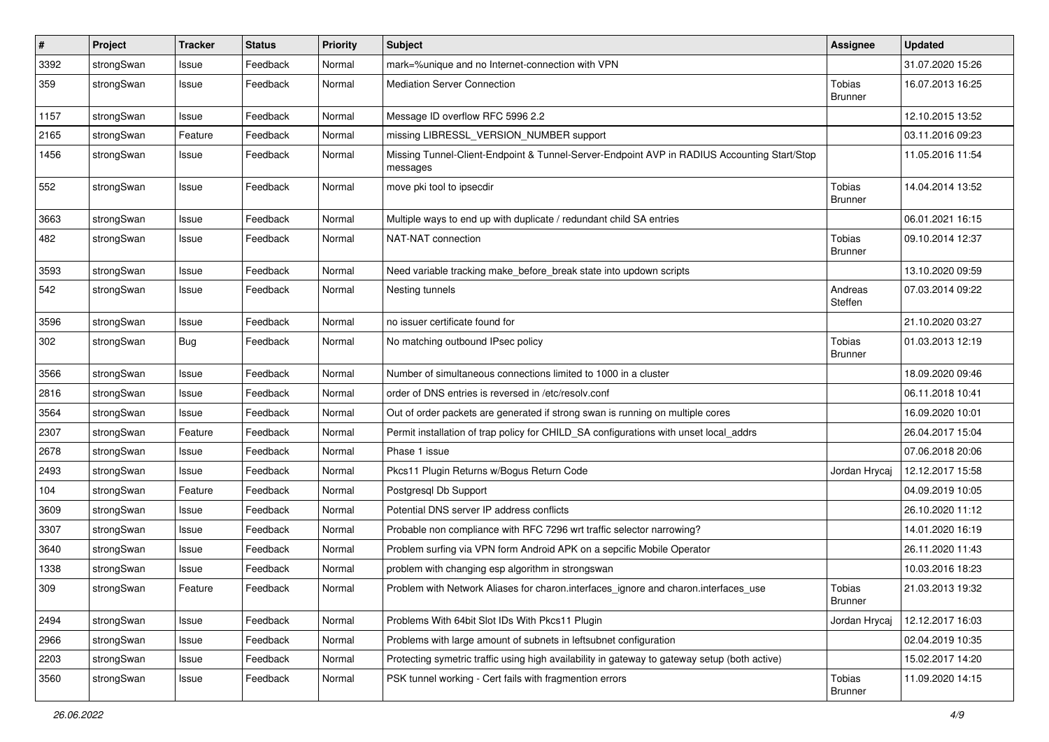| # | Project | Tracker | Status | Priority | Subject | Assignee | Updated |
|---|---|---|---|---|---|---|---|
| 3392 | strongSwan | Issue | Feedback | Normal | mark=%unique and no Internet-connection with VPN | | 31.07.2020 15:26 |
| 359 | strongSwan | Issue | Feedback | Normal | Mediation Server Connection | Tobias Brunner | 16.07.2013 16:25 |
| 1157 | strongSwan | Issue | Feedback | Normal | Message ID overflow RFC 5996 2.2 | | 12.10.2015 13:52 |
| 2165 | strongSwan | Feature | Feedback | Normal | missing LIBRESSL_VERSION_NUMBER support | | 03.11.2016 09:23 |
| 1456 | strongSwan | Issue | Feedback | Normal | Missing Tunnel-Client-Endpoint & Tunnel-Server-Endpoint AVP in RADIUS Accounting Start/Stop messages | | 11.05.2016 11:54 |
| 552 | strongSwan | Issue | Feedback | Normal | move pki tool to ipsecdir | Tobias Brunner | 14.04.2014 13:52 |
| 3663 | strongSwan | Issue | Feedback | Normal | Multiple ways to end up with duplicate / redundant child SA entries | | 06.01.2021 16:15 |
| 482 | strongSwan | Issue | Feedback | Normal | NAT-NAT connection | Tobias Brunner | 09.10.2014 12:37 |
| 3593 | strongSwan | Issue | Feedback | Normal | Need variable tracking make_before_break state into updown scripts | | 13.10.2020 09:59 |
| 542 | strongSwan | Issue | Feedback | Normal | Nesting tunnels | Andreas Steffen | 07.03.2014 09:22 |
| 3596 | strongSwan | Issue | Feedback | Normal | no issuer certificate found for | | 21.10.2020 03:27 |
| 302 | strongSwan | Bug | Feedback | Normal | No matching outbound IPsec policy | Tobias Brunner | 01.03.2013 12:19 |
| 3566 | strongSwan | Issue | Feedback | Normal | Number of simultaneous connections limited to 1000 in a cluster | | 18.09.2020 09:46 |
| 2816 | strongSwan | Issue | Feedback | Normal | order of DNS entries is reversed in /etc/resolv.conf | | 06.11.2018 10:41 |
| 3564 | strongSwan | Issue | Feedback | Normal | Out of order packets are generated if strong swan is running on multiple cores | | 16.09.2020 10:01 |
| 2307 | strongSwan | Feature | Feedback | Normal | Permit installation of trap policy for CHILD_SA configurations with unset local_addrs | | 26.04.2017 15:04 |
| 2678 | strongSwan | Issue | Feedback | Normal | Phase 1 issue | | 07.06.2018 20:06 |
| 2493 | strongSwan | Issue | Feedback | Normal | Pkcs11 Plugin Returns w/Bogus Return Code | Jordan Hrycaj | 12.12.2017 15:58 |
| 104 | strongSwan | Feature | Feedback | Normal | Postgresql Db Support | | 04.09.2019 10:05 |
| 3609 | strongSwan | Issue | Feedback | Normal | Potential DNS server IP address conflicts | | 26.10.2020 11:12 |
| 3307 | strongSwan | Issue | Feedback | Normal | Probable non compliance with RFC 7296 wrt traffic selector narrowing? | | 14.01.2020 16:19 |
| 3640 | strongSwan | Issue | Feedback | Normal | Problem surfing via VPN form Android APK on a sepcific Mobile Operator | | 26.11.2020 11:43 |
| 1338 | strongSwan | Issue | Feedback | Normal | problem with changing esp algorithm in strongswan | | 10.03.2016 18:23 |
| 309 | strongSwan | Feature | Feedback | Normal | Problem with Network Aliases for charon.interfaces_ignore and charon.interfaces_use | Tobias Brunner | 21.03.2013 19:32 |
| 2494 | strongSwan | Issue | Feedback | Normal | Problems With 64bit Slot IDs With Pkcs11 Plugin | Jordan Hrycaj | 12.12.2017 16:03 |
| 2966 | strongSwan | Issue | Feedback | Normal | Problems with large amount of subnets in leftsubnet configuration | | 02.04.2019 10:35 |
| 2203 | strongSwan | Issue | Feedback | Normal | Protecting symetric traffic using high availability in gateway to gateway setup (both active) | | 15.02.2017 14:20 |
| 3560 | strongSwan | Issue | Feedback | Normal | PSK tunnel working - Cert fails with fragmention errors | Tobias Brunner | 11.09.2020 14:15 |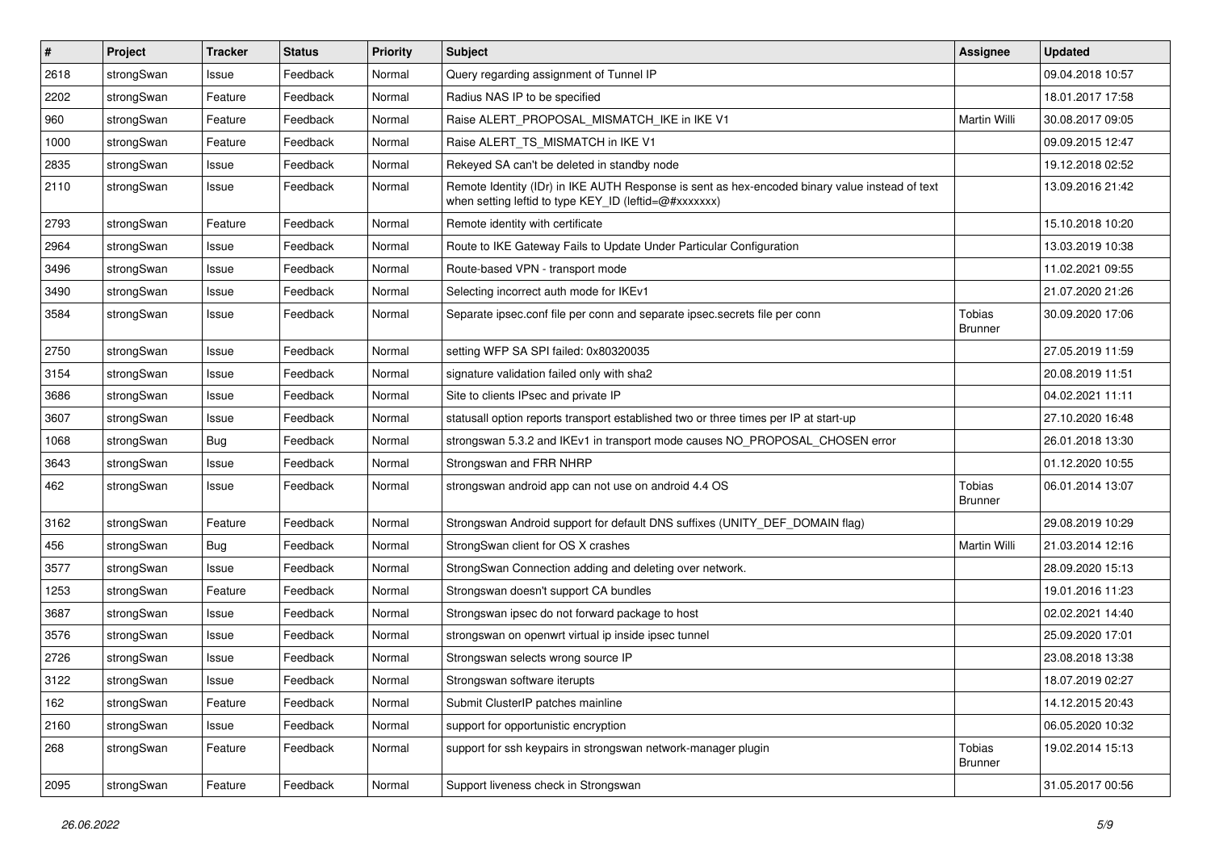| # | Project | Tracker | Status | Priority | Subject | Assignee | Updated |
|---|---|---|---|---|---|---|---|
| 2618 | strongSwan | Issue | Feedback | Normal | Query regarding assignment of Tunnel IP | | 09.04.2018 10:57 |
| 2202 | strongSwan | Feature | Feedback | Normal | Radius NAS IP to be specified | | 18.01.2017 17:58 |
| 960 | strongSwan | Feature | Feedback | Normal | Raise ALERT_PROPOSAL_MISMATCH_IKE in IKE V1 | Martin Willi | 30.08.2017 09:05 |
| 1000 | strongSwan | Feature | Feedback | Normal | Raise ALERT_TS_MISMATCH in IKE V1 | | 09.09.2015 12:47 |
| 2835 | strongSwan | Issue | Feedback | Normal | Rekeyed SA can't be deleted in standby node | | 19.12.2018 02:52 |
| 2110 | strongSwan | Issue | Feedback | Normal | Remote Identity (IDr) in IKE AUTH Response is sent as hex-encoded binary value instead of text when setting leftid to type KEY_ID (leftid=@#xxxxxxx) | | 13.09.2016 21:42 |
| 2793 | strongSwan | Feature | Feedback | Normal | Remote identity with certificate | | 15.10.2018 10:20 |
| 2964 | strongSwan | Issue | Feedback | Normal | Route to IKE Gateway Fails to Update Under Particular Configuration | | 13.03.2019 10:38 |
| 3496 | strongSwan | Issue | Feedback | Normal | Route-based VPN - transport mode | | 11.02.2021 09:55 |
| 3490 | strongSwan | Issue | Feedback | Normal | Selecting incorrect auth mode for IKEv1 | | 21.07.2020 21:26 |
| 3584 | strongSwan | Issue | Feedback | Normal | Separate ipsec.conf file per conn and separate ipsec.secrets file per conn | Tobias Brunner | 30.09.2020 17:06 |
| 2750 | strongSwan | Issue | Feedback | Normal | setting WFP SA SPI failed: 0x80320035 | | 27.05.2019 11:59 |
| 3154 | strongSwan | Issue | Feedback | Normal | signature validation failed only with sha2 | | 20.08.2019 11:51 |
| 3686 | strongSwan | Issue | Feedback | Normal | Site to clients IPsec and private IP | | 04.02.2021 11:11 |
| 3607 | strongSwan | Issue | Feedback | Normal | statusall option reports transport established two or three times per IP at start-up | | 27.10.2020 16:48 |
| 1068 | strongSwan | Bug | Feedback | Normal | strongswan 5.3.2 and IKEv1 in transport mode causes NO_PROPOSAL_CHOSEN error | | 26.01.2018 13:30 |
| 3643 | strongSwan | Issue | Feedback | Normal | Strongswan and FRR NHRP | | 01.12.2020 10:55 |
| 462 | strongSwan | Issue | Feedback | Normal | strongswan android app can not use on android 4.4 OS | Tobias Brunner | 06.01.2014 13:07 |
| 3162 | strongSwan | Feature | Feedback | Normal | Strongswan Android support for default DNS suffixes (UNITY_DEF_DOMAIN flag) | | 29.08.2019 10:29 |
| 456 | strongSwan | Bug | Feedback | Normal | StrongSwan client for OS X crashes | Martin Willi | 21.03.2014 12:16 |
| 3577 | strongSwan | Issue | Feedback | Normal | StrongSwan Connection adding and deleting over network. | | 28.09.2020 15:13 |
| 1253 | strongSwan | Feature | Feedback | Normal | Strongswan doesn't support CA bundles | | 19.01.2016 11:23 |
| 3687 | strongSwan | Issue | Feedback | Normal | Strongswan ipsec do not forward package to host | | 02.02.2021 14:40 |
| 3576 | strongSwan | Issue | Feedback | Normal | strongswan on openwrt virtual ip inside ipsec tunnel | | 25.09.2020 17:01 |
| 2726 | strongSwan | Issue | Feedback | Normal | Strongswan selects wrong source IP | | 23.08.2018 13:38 |
| 3122 | strongSwan | Issue | Feedback | Normal | Strongswan software iterupts | | 18.07.2019 02:27 |
| 162 | strongSwan | Feature | Feedback | Normal | Submit ClusterIP patches mainline | | 14.12.2015 20:43 |
| 2160 | strongSwan | Issue | Feedback | Normal | support for opportunistic encryption | | 06.05.2020 10:32 |
| 268 | strongSwan | Feature | Feedback | Normal | support for ssh keypairs in strongswan network-manager plugin | Tobias Brunner | 19.02.2014 15:13 |
| 2095 | strongSwan | Feature | Feedback | Normal | Support liveness check in Strongswan | | 31.05.2017 00:56 |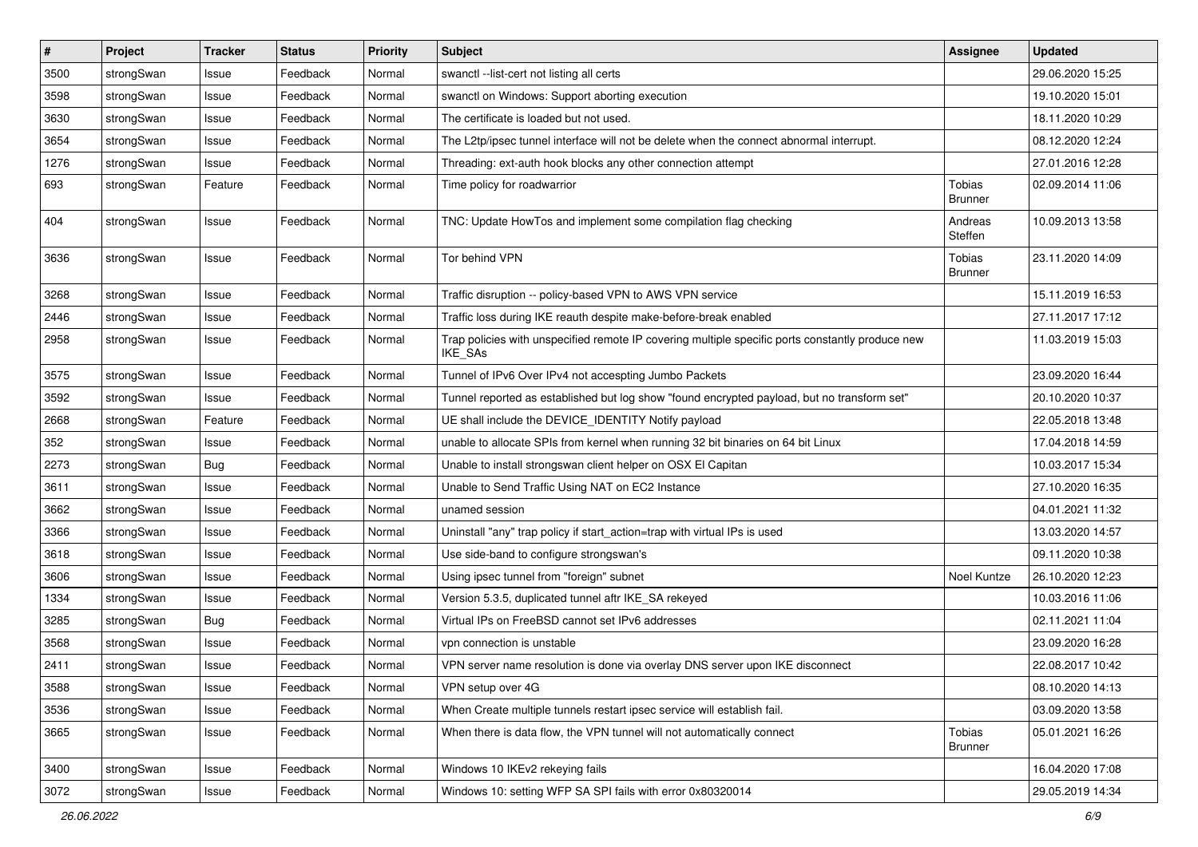| # | Project | Tracker | Status | Priority | Subject | Assignee | Updated |
|---|---|---|---|---|---|---|---|
| 3500 | strongSwan | Issue | Feedback | Normal | swanctl --list-cert not listing all certs | | 29.06.2020 15:25 |
| 3598 | strongSwan | Issue | Feedback | Normal | swanctl on Windows: Support aborting execution | | 19.10.2020 15:01 |
| 3630 | strongSwan | Issue | Feedback | Normal | The certificate is loaded but not used. | | 18.11.2020 10:29 |
| 3654 | strongSwan | Issue | Feedback | Normal | The L2tp/ipsec tunnel interface will not be delete when the connect abnormal interrupt. | | 08.12.2020 12:24 |
| 1276 | strongSwan | Issue | Feedback | Normal | Threading: ext-auth hook blocks any other connection attempt | | 27.01.2016 12:28 |
| 693 | strongSwan | Feature | Feedback | Normal | Time policy for roadwarrior | Tobias Brunner | 02.09.2014 11:06 |
| 404 | strongSwan | Issue | Feedback | Normal | TNC: Update HowTos and implement some compilation flag checking | Andreas Steffen | 10.09.2013 13:58 |
| 3636 | strongSwan | Issue | Feedback | Normal | Tor behind VPN | Tobias Brunner | 23.11.2020 14:09 |
| 3268 | strongSwan | Issue | Feedback | Normal | Traffic disruption -- policy-based VPN to AWS VPN service | | 15.11.2019 16:53 |
| 2446 | strongSwan | Issue | Feedback | Normal | Traffic loss during IKE reauth despite make-before-break enabled | | 27.11.2017 17:12 |
| 2958 | strongSwan | Issue | Feedback | Normal | Trap policies with unspecified remote IP covering multiple specific ports constantly produce new IKE_SAs | | 11.03.2019 15:03 |
| 3575 | strongSwan | Issue | Feedback | Normal | Tunnel of IPv6 Over IPv4 not accespting Jumbo Packets | | 23.09.2020 16:44 |
| 3592 | strongSwan | Issue | Feedback | Normal | Tunnel reported as established but log show "found encrypted payload, but no transform set" | | 20.10.2020 10:37 |
| 2668 | strongSwan | Feature | Feedback | Normal | UE shall include the DEVICE_IDENTITY Notify payload | | 22.05.2018 13:48 |
| 352 | strongSwan | Issue | Feedback | Normal | unable to allocate SPIs from kernel when running 32 bit binaries on 64 bit Linux | | 17.04.2018 14:59 |
| 2273 | strongSwan | Bug | Feedback | Normal | Unable to install strongswan client helper on OSX El Capitan | | 10.03.2017 15:34 |
| 3611 | strongSwan | Issue | Feedback | Normal | Unable to Send Traffic Using NAT on EC2 Instance | | 27.10.2020 16:35 |
| 3662 | strongSwan | Issue | Feedback | Normal | unamed session | | 04.01.2021 11:32 |
| 3366 | strongSwan | Issue | Feedback | Normal | Uninstall "any" trap policy if start_action=trap with virtual IPs is used | | 13.03.2020 14:57 |
| 3618 | strongSwan | Issue | Feedback | Normal | Use side-band to configure strongswan's | | 09.11.2020 10:38 |
| 3606 | strongSwan | Issue | Feedback | Normal | Using ipsec tunnel from "foreign" subnet | Noel Kuntze | 26.10.2020 12:23 |
| 1334 | strongSwan | Issue | Feedback | Normal | Version 5.3.5, duplicated tunnel aftr IKE_SA rekeyed | | 10.03.2016 11:06 |
| 3285 | strongSwan | Bug | Feedback | Normal | Virtual IPs on FreeBSD cannot set IPv6 addresses | | 02.11.2021 11:04 |
| 3568 | strongSwan | Issue | Feedback | Normal | vpn connection is unstable | | 23.09.2020 16:28 |
| 2411 | strongSwan | Issue | Feedback | Normal | VPN server name resolution is done via overlay DNS server upon IKE disconnect | | 22.08.2017 10:42 |
| 3588 | strongSwan | Issue | Feedback | Normal | VPN setup over 4G | | 08.10.2020 14:13 |
| 3536 | strongSwan | Issue | Feedback | Normal | When Create multiple tunnels restart ipsec service will establish fail. | | 03.09.2020 13:58 |
| 3665 | strongSwan | Issue | Feedback | Normal | When there is data flow, the VPN tunnel will not automatically connect | Tobias Brunner | 05.01.2021 16:26 |
| 3400 | strongSwan | Issue | Feedback | Normal | Windows 10 IKEv2 rekeying fails | | 16.04.2020 17:08 |
| 3072 | strongSwan | Issue | Feedback | Normal | Windows 10: setting WFP SA SPI fails with error 0x80320014 | | 29.05.2019 14:34 |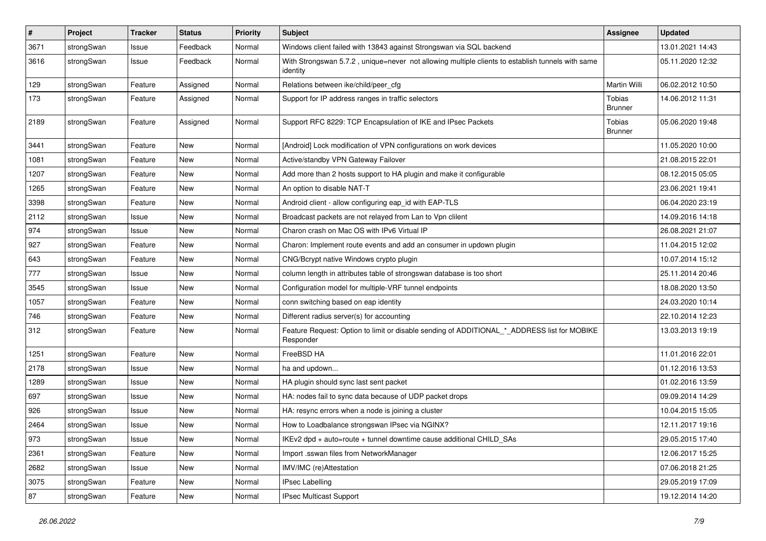| # | Project | Tracker | Status | Priority | Subject | Assignee | Updated |
|---|---|---|---|---|---|---|---|
| 3671 | strongSwan | Issue | Feedback | Normal | Windows client failed with 13843 against Strongswan via SQL backend | | 13.01.2021 14:43 |
| 3616 | strongSwan | Issue | Feedback | Normal | With Strongswan 5.7.2 , unique=never not allowing multiple clients to establish tunnels with same identity | | 05.11.2020 12:32 |
| 129 | strongSwan | Feature | Assigned | Normal | Relations between ike/child/peer_cfg | Martin Willi | 06.02.2012 10:50 |
| 173 | strongSwan | Feature | Assigned | Normal | Support for IP address ranges in traffic selectors | Tobias Brunner | 14.06.2012 11:31 |
| 2189 | strongSwan | Feature | Assigned | Normal | Support RFC 8229: TCP Encapsulation of IKE and IPsec Packets | Tobias Brunner | 05.06.2020 19:48 |
| 3441 | strongSwan | Feature | New | Normal | [Android] Lock modification of VPN configurations on work devices | | 11.05.2020 10:00 |
| 1081 | strongSwan | Feature | New | Normal | Active/standby VPN Gateway Failover | | 21.08.2015 22:01 |
| 1207 | strongSwan | Feature | New | Normal | Add more than 2 hosts support to HA plugin and make it configurable | | 08.12.2015 05:05 |
| 1265 | strongSwan | Feature | New | Normal | An option to disable NAT-T | | 23.06.2021 19:41 |
| 3398 | strongSwan | Feature | New | Normal | Android client - allow configuring eap_id with EAP-TLS | | 06.04.2020 23:19 |
| 2112 | strongSwan | Issue | New | Normal | Broadcast packets are not relayed from Lan to Vpn clilent | | 14.09.2016 14:18 |
| 974 | strongSwan | Issue | New | Normal | Charon crash on Mac OS with IPv6 Virtual IP | | 26.08.2021 21:07 |
| 927 | strongSwan | Feature | New | Normal | Charon: Implement route events and add an consumer in updown plugin | | 11.04.2015 12:02 |
| 643 | strongSwan | Feature | New | Normal | CNG/Bcrypt native Windows crypto plugin | | 10.07.2014 15:12 |
| 777 | strongSwan | Issue | New | Normal | column length in attributes table of strongswan database is too short | | 25.11.2014 20:46 |
| 3545 | strongSwan | Issue | New | Normal | Configuration model for multiple-VRF tunnel endpoints | | 18.08.2020 13:50 |
| 1057 | strongSwan | Feature | New | Normal | conn switching based on eap identity | | 24.03.2020 10:14 |
| 746 | strongSwan | Feature | New | Normal | Different radius server(s) for accounting | | 22.10.2014 12:23 |
| 312 | strongSwan | Feature | New | Normal | Feature Request: Option to limit or disable sending of ADDITIONAL_*_ADDRESS list for MOBIKE Responder | | 13.03.2013 19:19 |
| 1251 | strongSwan | Feature | New | Normal | FreeBSD HA | | 11.01.2016 22:01 |
| 2178 | strongSwan | Issue | New | Normal | ha and updown... | | 01.12.2016 13:53 |
| 1289 | strongSwan | Issue | New | Normal | HA plugin should sync last sent packet | | 01.02.2016 13:59 |
| 697 | strongSwan | Issue | New | Normal | HA: nodes fail to sync data because of UDP packet drops | | 09.09.2014 14:29 |
| 926 | strongSwan | Issue | New | Normal | HA: resync errors when a node is joining a cluster | | 10.04.2015 15:05 |
| 2464 | strongSwan | Issue | New | Normal | How to Loadbalance strongswan IPsec via NGINX? | | 12.11.2017 19:16 |
| 973 | strongSwan | Issue | New | Normal | IKEv2 dpd + auto=route + tunnel downtime cause additional CHILD_SAs | | 29.05.2015 17:40 |
| 2361 | strongSwan | Feature | New | Normal | Import .sswan files from NetworkManager | | 12.06.2017 15:25 |
| 2682 | strongSwan | Issue | New | Normal | IMV/IMC (re)Attestation | | 07.06.2018 21:25 |
| 3075 | strongSwan | Feature | New | Normal | IPsec Labelling | | 29.05.2019 17:09 |
| 87 | strongSwan | Feature | New | Normal | IPsec Multicast Support | | 19.12.2014 14:20 |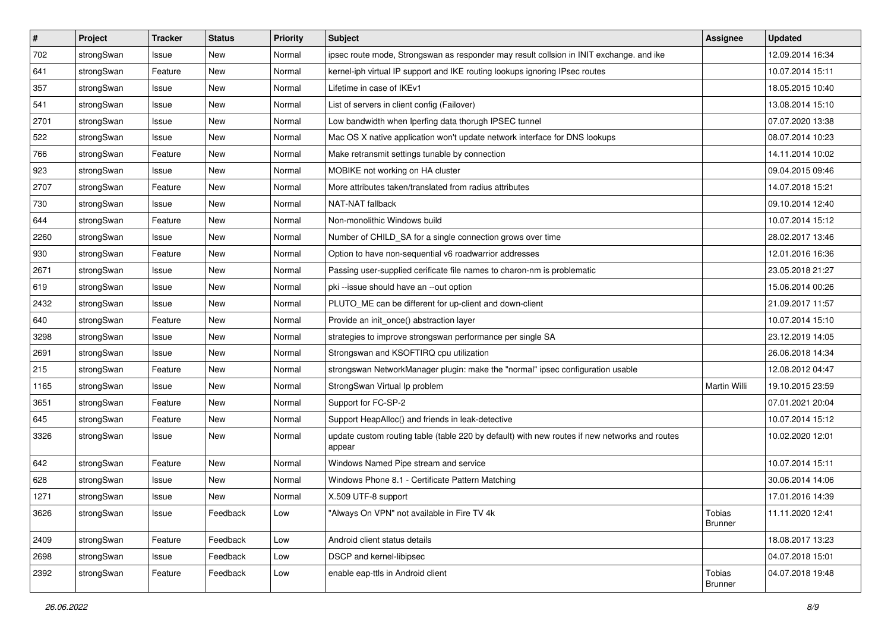| # | Project | Tracker | Status | Priority | Subject | Assignee | Updated |
|---|---|---|---|---|---|---|---|
| 702 | strongSwan | Issue | New | Normal | ipsec route mode, Strongswan as responder may result collsion in INIT exchange. and ike | | 12.09.2014 16:34 |
| 641 | strongSwan | Feature | New | Normal | kernel-iph virtual IP support and IKE routing lookups ignoring IPsec routes | | 10.07.2014 15:11 |
| 357 | strongSwan | Issue | New | Normal | Lifetime in case of IKEv1 | | 18.05.2015 10:40 |
| 541 | strongSwan | Issue | New | Normal | List of servers in client config (Failover) | | 13.08.2014 15:10 |
| 2701 | strongSwan | Issue | New | Normal | Low bandwidth when Iperfing data thorugh IPSEC tunnel | | 07.07.2020 13:38 |
| 522 | strongSwan | Issue | New | Normal | Mac OS X native application won't update network interface for DNS lookups | | 08.07.2014 10:23 |
| 766 | strongSwan | Feature | New | Normal | Make retransmit settings tunable by connection | | 14.11.2014 10:02 |
| 923 | strongSwan | Issue | New | Normal | MOBIKE not working on HA cluster | | 09.04.2015 09:46 |
| 2707 | strongSwan | Feature | New | Normal | More attributes taken/translated from radius attributes | | 14.07.2018 15:21 |
| 730 | strongSwan | Issue | New | Normal | NAT-NAT fallback | | 09.10.2014 12:40 |
| 644 | strongSwan | Feature | New | Normal | Non-monolithic Windows build | | 10.07.2014 15:12 |
| 2260 | strongSwan | Issue | New | Normal | Number of CHILD_SA for a single connection grows over time | | 28.02.2017 13:46 |
| 930 | strongSwan | Feature | New | Normal | Option to have non-sequential v6 roadwarrior addresses | | 12.01.2016 16:36 |
| 2671 | strongSwan | Issue | New | Normal | Passing user-supplied cerificate file names to charon-nm is problematic | | 23.05.2018 21:27 |
| 619 | strongSwan | Issue | New | Normal | pki --issue should have an --out option | | 15.06.2014 00:26 |
| 2432 | strongSwan | Issue | New | Normal | PLUTO_ME can be different for up-client and down-client | | 21.09.2017 11:57 |
| 640 | strongSwan | Feature | New | Normal | Provide an init_once() abstraction layer | | 10.07.2014 15:10 |
| 3298 | strongSwan | Issue | New | Normal | strategies to improve strongswan performance per single SA | | 23.12.2019 14:05 |
| 2691 | strongSwan | Issue | New | Normal | Strongswan and KSOFTIRQ cpu utilization | | 26.06.2018 14:34 |
| 215 | strongSwan | Feature | New | Normal | strongswan NetworkManager plugin: make the "normal" ipsec configuration usable | | 12.08.2012 04:47 |
| 1165 | strongSwan | Issue | New | Normal | StrongSwan Virtual Ip problem | Martin Willi | 19.10.2015 23:59 |
| 3651 | strongSwan | Feature | New | Normal | Support for FC-SP-2 | | 07.01.2021 20:04 |
| 645 | strongSwan | Feature | New | Normal | Support HeapAlloc() and friends in leak-detective | | 10.07.2014 15:12 |
| 3326 | strongSwan | Issue | New | Normal | update custom routing table (table 220 by default) with new routes if new networks and routes appear | | 10.02.2020 12:01 |
| 642 | strongSwan | Feature | New | Normal | Windows Named Pipe stream and service | | 10.07.2014 15:11 |
| 628 | strongSwan | Issue | New | Normal | Windows Phone 8.1 - Certificate Pattern Matching | | 30.06.2014 14:06 |
| 1271 | strongSwan | Issue | New | Normal | X.509 UTF-8 support | | 17.01.2016 14:39 |
| 3626 | strongSwan | Issue | Feedback | Low | "Always On VPN" not available in Fire TV 4k | Tobias Brunner | 11.11.2020 12:41 |
| 2409 | strongSwan | Feature | Feedback | Low | Android client status details | | 18.08.2017 13:23 |
| 2698 | strongSwan | Issue | Feedback | Low | DSCP and kernel-libipsec | | 04.07.2018 15:01 |
| 2392 | strongSwan | Feature | Feedback | Low | enable eap-ttls in Android client | Tobias Brunner | 04.07.2018 19:48 |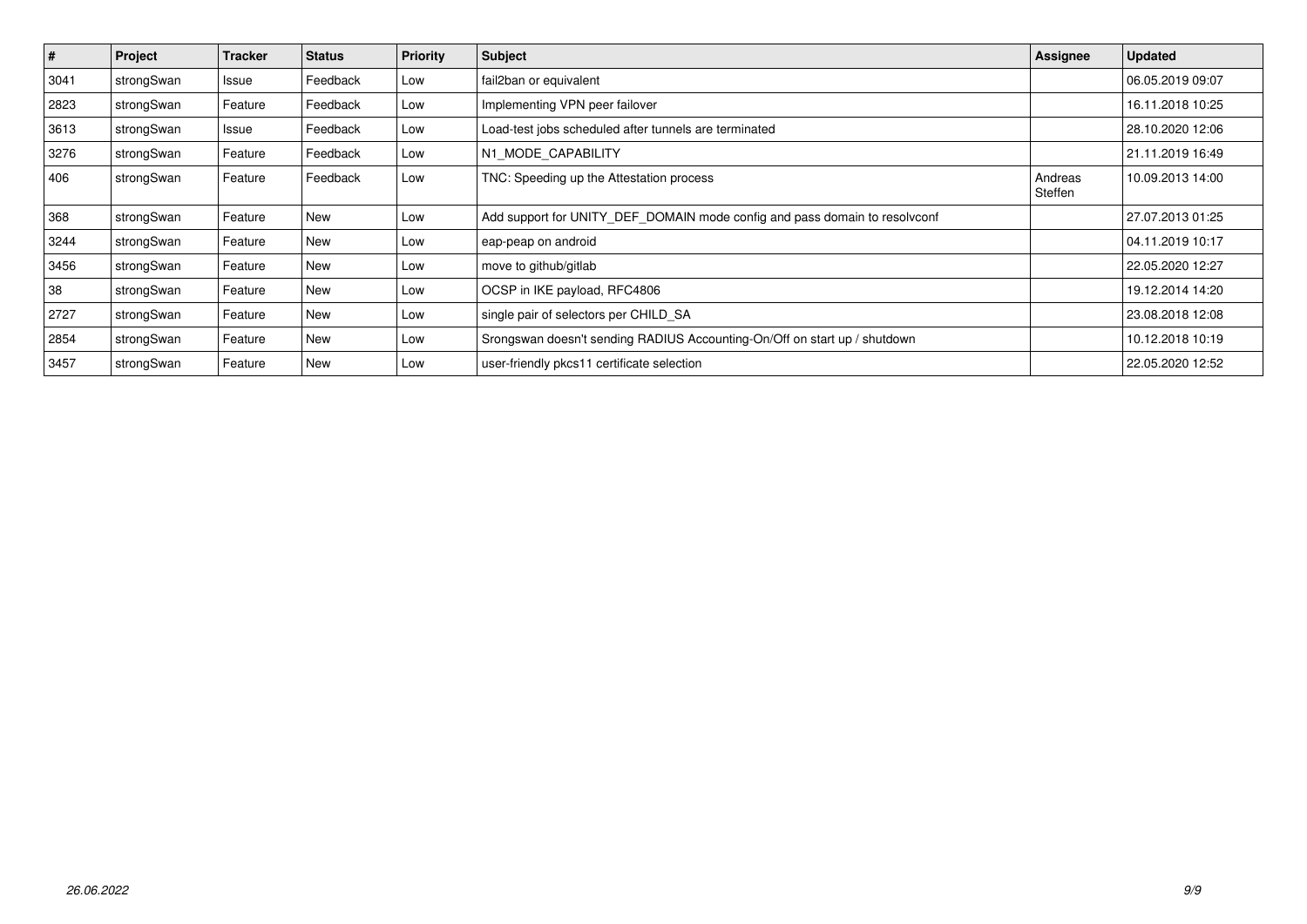| # | Project | Tracker | Status | Priority | Subject | Assignee | Updated |
| --- | --- | --- | --- | --- | --- | --- | --- |
| 3041 | strongSwan | Issue | Feedback | Low | fail2ban or equivalent | | 06.05.2019 09:07 |
| 2823 | strongSwan | Feature | Feedback | Low | Implementing VPN peer failover | | 16.11.2018 10:25 |
| 3613 | strongSwan | Issue | Feedback | Low | Load-test jobs scheduled after tunnels are terminated | | 28.10.2020 12:06 |
| 3276 | strongSwan | Feature | Feedback | Low | N1_MODE_CAPABILITY | | 21.11.2019 16:49 |
| 406 | strongSwan | Feature | Feedback | Low | TNC: Speeding up the Attestation process | Andreas Steffen | 10.09.2013 14:00 |
| 368 | strongSwan | Feature | New | Low | Add support for UNITY_DEF_DOMAIN mode config and pass domain to resolvconf | | 27.07.2013 01:25 |
| 3244 | strongSwan | Feature | New | Low | eap-peap on android | | 04.11.2019 10:17 |
| 3456 | strongSwan | Feature | New | Low | move to github/gitlab | | 22.05.2020 12:27 |
| 38 | strongSwan | Feature | New | Low | OCSP in IKE payload, RFC4806 | | 19.12.2014 14:20 |
| 2727 | strongSwan | Feature | New | Low | single pair of selectors per CHILD_SA | | 23.08.2018 12:08 |
| 2854 | strongSwan | Feature | New | Low | Srongswan doesn't sending RADIUS Accounting-On/Off on start up / shutdown | | 10.12.2018 10:19 |
| 3457 | strongSwan | Feature | New | Low | user-friendly pkcs11 certificate selection | | 22.05.2020 12:52 |

*26.06.2022*